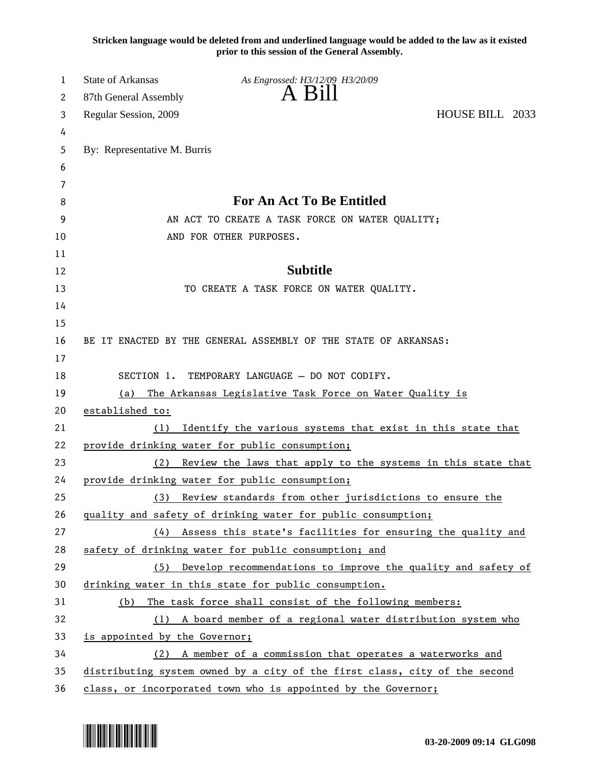**Stricken language would be deleted from and underlined language would be added to the law as it existed prior to this session of the General Assembly.**

State of Arkansas
87th General Assembly
Regular Session, 2009

*As Engrossed: H3/12/09 H3/20/09*

# A Bill

HOUSE BILL 2033

By: Representative M. Burris

## For An Act To Be Entitled

AN ACT TO CREATE A TASK FORCE ON WATER QUALITY; AND FOR OTHER PURPOSES.

## Subtitle

TO CREATE A TASK FORCE ON WATER QUALITY.

BE IT ENACTED BY THE GENERAL ASSEMBLY OF THE STATE OF ARKANSAS:

SECTION 1. TEMPORARY LANGUAGE – DO NOT CODIFY.

(a) The Arkansas Legislative Task Force on Water Quality is established to:

(1) Identify the various systems that exist in this state that provide drinking water for public consumption;

(2) Review the laws that apply to the systems in this state that provide drinking water for public consumption;

(3) Review standards from other jurisdictions to ensure the quality and safety of drinking water for public consumption;

(4) Assess this state's facilities for ensuring the quality and safety of drinking water for public consumption; and

(5) Develop recommendations to improve the quality and safety of drinking water in this state for public consumption.

(b) The task force shall consist of the following members:

(1) A board member of a regional water distribution system who is appointed by the Governor;

(2) A member of a commission that operates a waterworks and distributing system owned by a city of the first class, city of the second class, or incorporated town who is appointed by the Governor;

03-20-2009 09:14 GLG098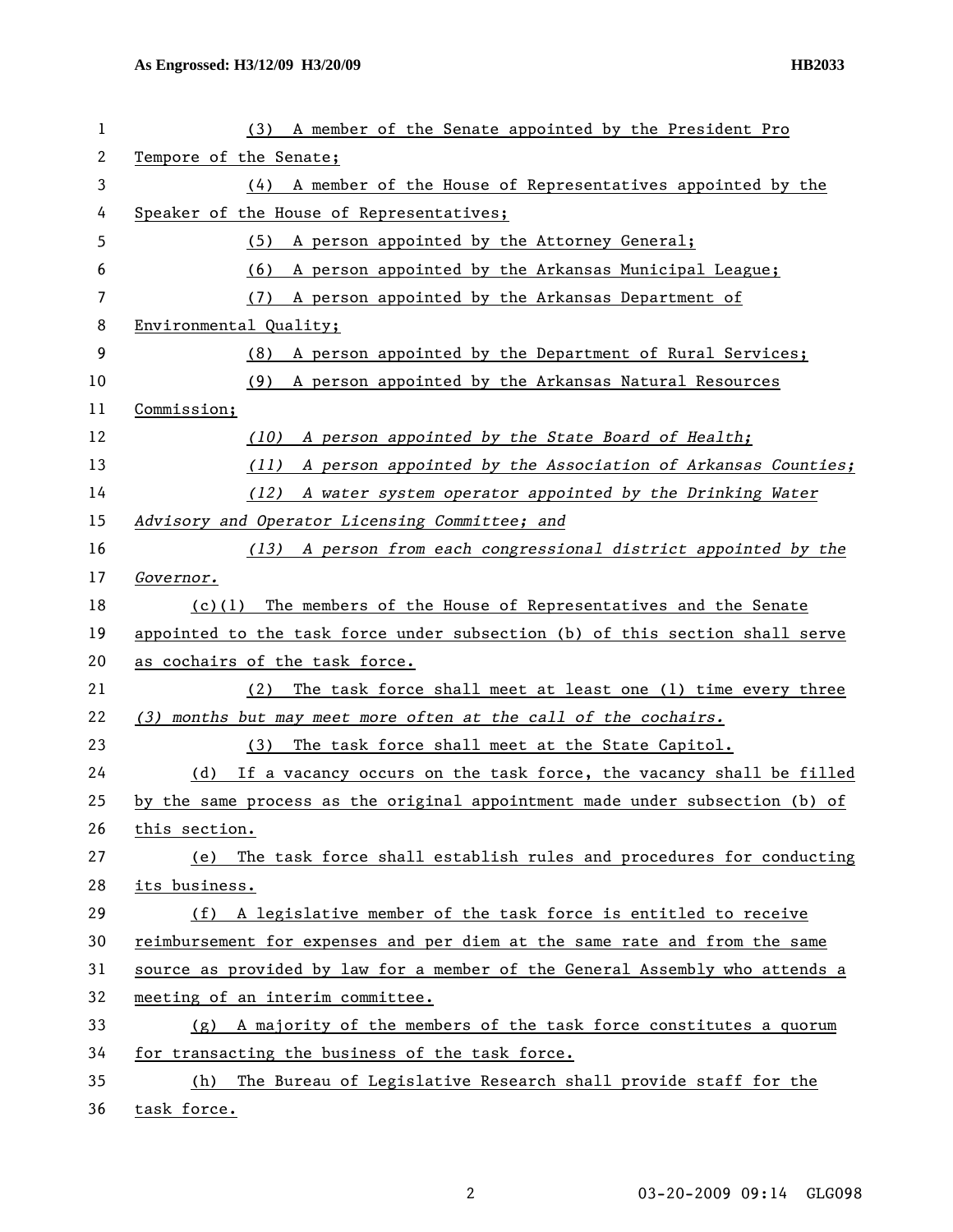(3) A member of the Senate appointed by the President Pro Tempore of the Senate;

(4) A member of the House of Representatives appointed by the Speaker of the House of Representatives;

(5) A person appointed by the Attorney General;

(6) A person appointed by the Arkansas Municipal League;

(7) A person appointed by the Arkansas Department of Environmental Quality;

(8) A person appointed by the Department of Rural Services;

(9) A person appointed by the Arkansas Natural Resources Commission;

*(10) A person appointed by the State Board of Health;*

*(11) A person appointed by the Association of Arkansas Counties;*

*(12) A water system operator appointed by the Drinking Water Advisory and Operator Licensing Committee; and*

*(13) A person from each congressional district appointed by the Governor.*

(c)(1) The members of the House of Representatives and the Senate appointed to the task force under subsection (b) of this section shall serve as cochairs of the task force.

(2) The task force shall meet at least one (1) time every three *(3) months but may meet more often at the call of the cochairs.*

(3) The task force shall meet at the State Capitol.

(d) If a vacancy occurs on the task force, the vacancy shall be filled by the same process as the original appointment made under subsection (b) of this section.

(e) The task force shall establish rules and procedures for conducting its business.

(f) A legislative member of the task force is entitled to receive reimbursement for expenses and per diem at the same rate and from the same source as provided by law for a member of the General Assembly who attends a meeting of an interim committee.

(g) A majority of the members of the task force constitutes a quorum for transacting the business of the task force.

(h) The Bureau of Legislative Research shall provide staff for the task force.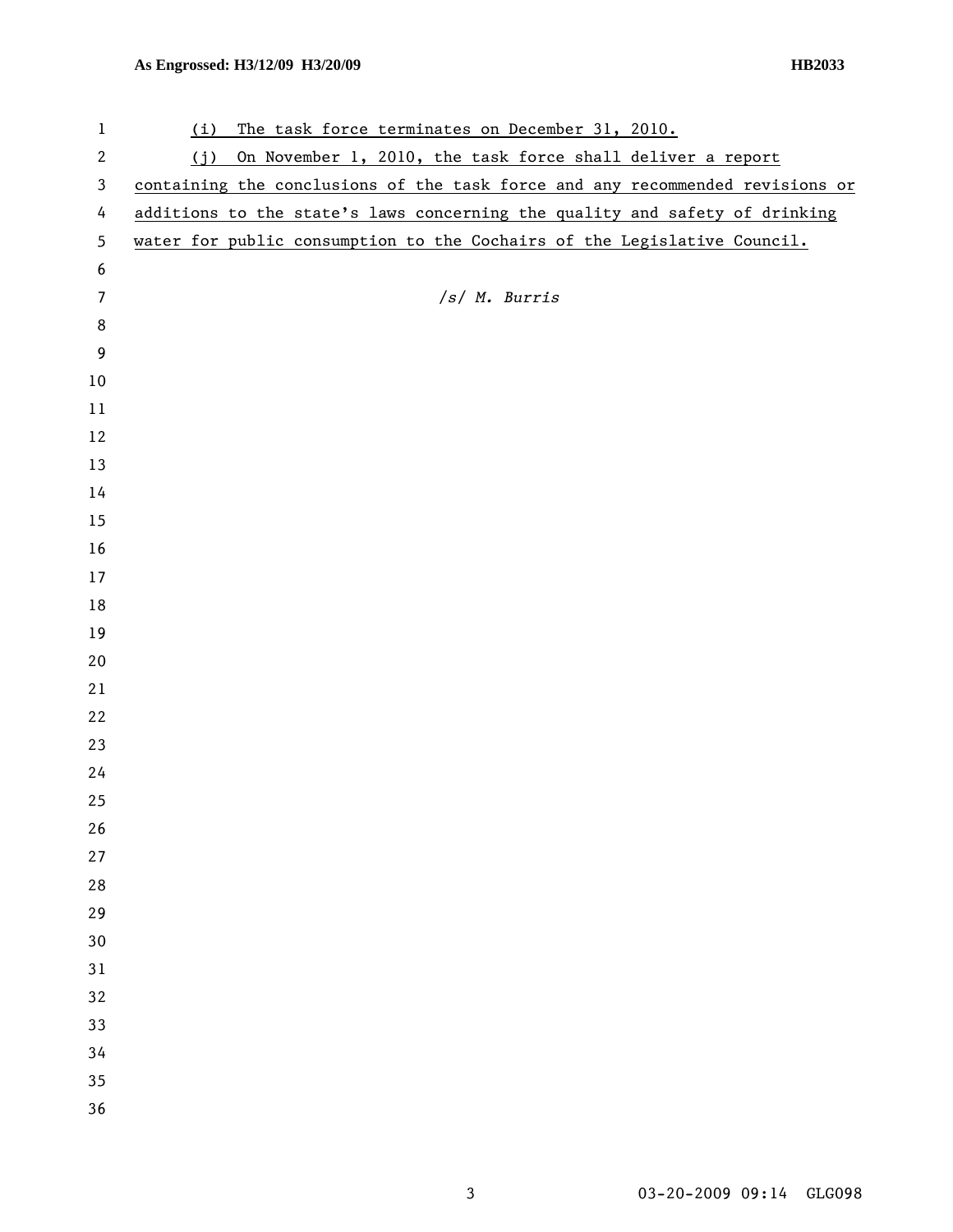(i) The task force terminates on December 31, 2010.

(j) On November 1, 2010, the task force shall deliver a report containing the conclusions of the task force and any recommended revisions or additions to the state's laws concerning the quality and safety of drinking water for public consumption to the Cochairs of the Legislative Council.

*/s/ M. Burris*